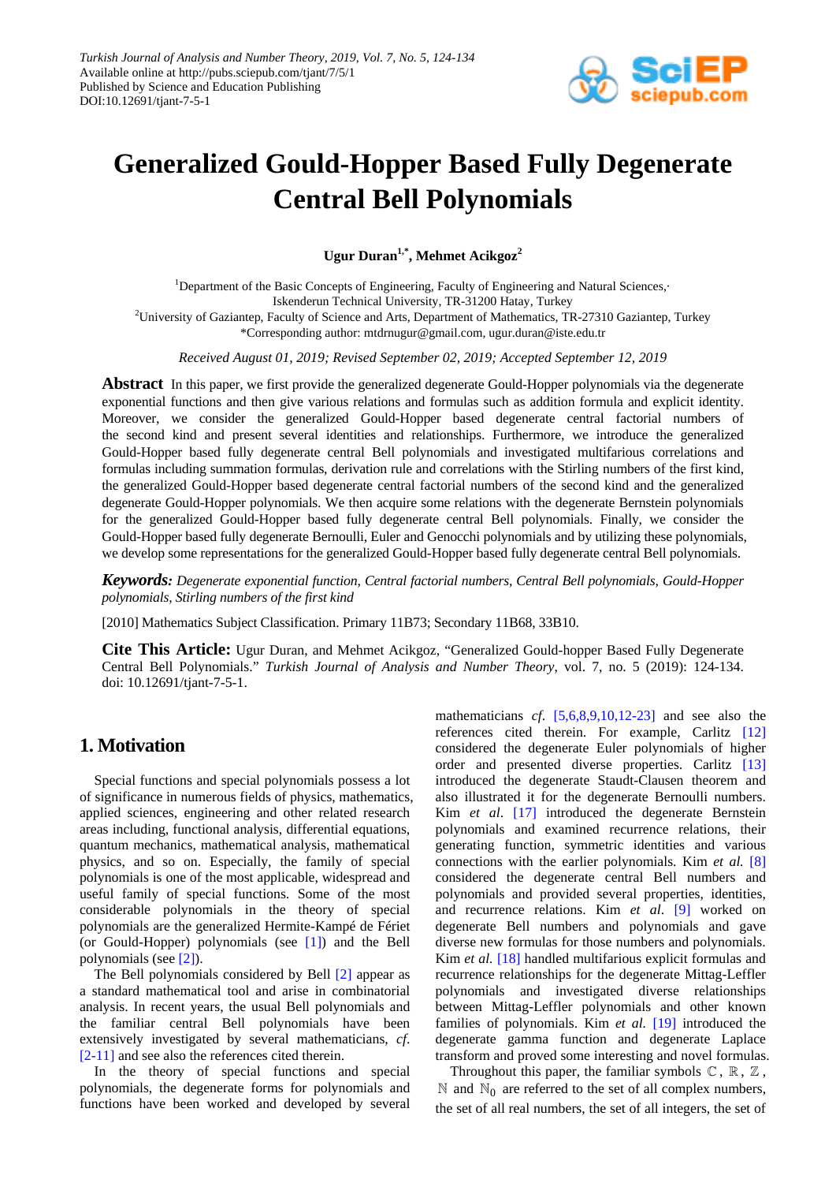Turkish Journal of Analysis and Number Theory, 2019, Vol. 7, No. 5, 124-134
Available online at http://pubs.sciepub.com/tjant/7/5/1
Published by Science and Education Publishing
DOI:10.12691/tjant-7-5-1

# Generalized Gould-Hopper Based Fully Degenerate Central Bell Polynomials

**Ugur Duran[1,*], Mehmet Acikgoz[2]**

[1]Department of the Basic Concepts of Engineering, Faculty of Engineering and Natural Sciences, Iskenderun Technical University, TR-31200 Hatay, Turkey
[2]University of Gaziantep, Faculty of Science and Arts, Department of Mathematics, TR-27310 Gaziantep, Turkey
*Corresponding author: mtdrnugur@gmail.com, ugur.duran@iste.edu.tr

*Received August 01, 2019; Revised September 02, 2019; Accepted September 12, 2019*

**Abstract** In this paper, we first provide the generalized degenerate Gould-Hopper polynomials via the degenerate exponential functions and then give various relations and formulas such as addition formula and explicit identity. Moreover, we consider the generalized Gould-Hopper based degenerate central factorial numbers of the second kind and present several identities and relationships. Furthermore, we introduce the generalized Gould-Hopper based fully degenerate central Bell polynomials and investigated multifarious correlations and formulas including summation formulas, derivation rule and correlations with the Stirling numbers of the first kind, the generalized Gould-Hopper based degenerate central factorial numbers of the second kind and the generalized degenerate Gould-Hopper polynomials. We then acquire some relations with the degenerate Bernstein polynomials for the generalized Gould-Hopper based fully degenerate central Bell polynomials. Finally, we consider the Gould-Hopper based fully degenerate Bernoulli, Euler and Genocchi polynomials and by utilizing these polynomials, we develop some representations for the generalized Gould-Hopper based fully degenerate central Bell polynomials.

***Keywords:*** *Degenerate exponential function, Central factorial numbers, Central Bell polynomials, Gould-Hopper polynomials, Stirling numbers of the first kind*

[2010] Mathematics Subject Classification. Primary 11B73; Secondary 11B68, 33B10.

**Cite This Article:** Ugur Duran, and Mehmet Acikgoz, "Generalized Gould-hopper Based Fully Degenerate Central Bell Polynomials." *Turkish Journal of Analysis and Number Theory*, vol. 7, no. 5 (2019): 124-134. doi: 10.12691/tjant-7-5-1.

## 1. Motivation

Special functions and special polynomials possess a lot of significance in numerous fields of physics, mathematics, applied sciences, engineering and other related research areas including, functional analysis, differential equations, quantum mechanics, mathematical analysis, mathematical physics, and so on. Especially, the family of special polynomials is one of the most applicable, widespread and useful family of special functions. Some of the most considerable polynomials in the theory of special polynomials are the generalized Hermite-Kampé de Fériet (or Gould-Hopper) polynomials (see [1]) and the Bell polynomials (see [2]).

The Bell polynomials considered by Bell [2] appear as a standard mathematical tool and arise in combinatorial analysis. In recent years, the usual Bell polynomials and the familiar central Bell polynomials have been extensively investigated by several mathematicians, *cf.* [2-11] and see also the references cited therein.

In the theory of special functions and special polynomials, the degenerate forms for polynomials and functions have been worked and developed by several mathematicians *cf.* [5,6,8,9,10,12-23] and see also the references cited therein. For example, Carlitz [12] considered the degenerate Euler polynomials of higher order and presented diverse properties. Carlitz [13] introduced the degenerate Staudt-Clausen theorem and also illustrated it for the degenerate Bernoulli numbers. Kim *et al*. [17] introduced the degenerate Bernstein polynomials and examined recurrence relations, their generating function, symmetric identities and various connections with the earlier polynomials. Kim *et al.* [8] considered the degenerate central Bell numbers and polynomials and provided several properties, identities, and recurrence relations. Kim *et al*. [9] worked on degenerate Bell numbers and polynomials and gave diverse new formulas for those numbers and polynomials. Kim *et al.* [18] handled multifarious explicit formulas and recurrence relationships for the degenerate Mittag-Leffler polynomials and investigated diverse relationships between Mittag-Leffler polynomials and other known families of polynomials. Kim *et al.* [19] introduced the degenerate gamma function and degenerate Laplace transform and proved some interesting and novel formulas.

Throughout this paper, the familiar symbols $\mathbb{C}$, $\mathbb{R}$, $\mathbb{Z}$, $\mathbb{N}$ and $\mathbb{N}_0$ are referred to the set of all complex numbers, the set of all real numbers, the set of all integers, the set of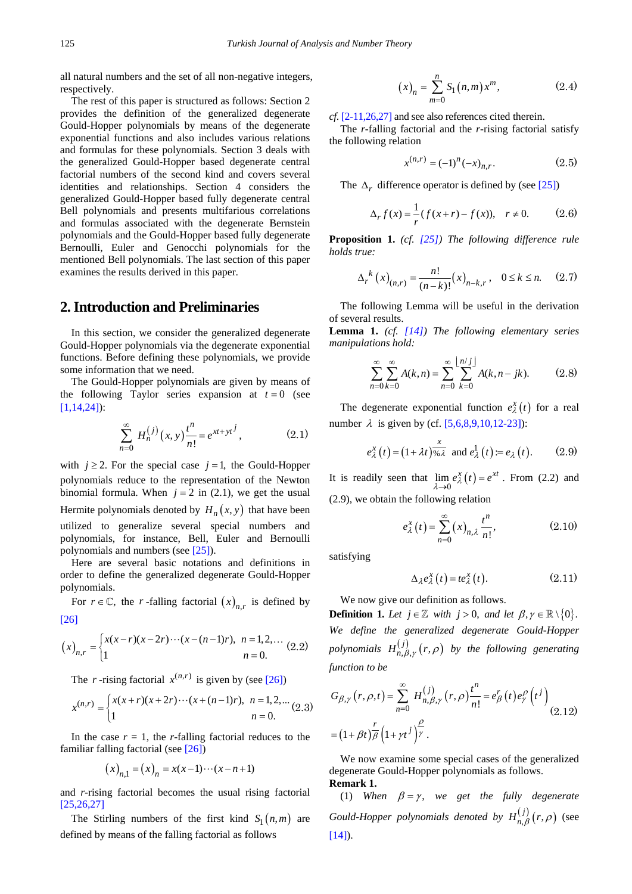all natural numbers and the set of all non-negative integers, respectively.

The rest of this paper is structured as follows: Section 2 provides the definition of the generalized degenerate Gould-Hopper polynomials by means of the degenerate exponential functions and also includes various relations and formulas for these polynomials. Section 3 deals with the generalized Gould-Hopper based degenerate central factorial numbers of the second kind and covers several identities and relationships. Section 4 considers the generalized Gould-Hopper based fully degenerate central Bell polynomials and presents multifarious correlations and formulas associated with the degenerate Bernstein polynomials and the Gould-Hopper based fully degenerate Bernoulli, Euler and Genocchi polynomials for the mentioned Bell polynomials. The last section of this paper examines the results derived in this paper.

## 2. Introduction and Preliminaries

In this section, we consider the generalized degenerate Gould-Hopper polynomials via the degenerate exponential functions. Before defining these polynomials, we provide some information that we need.

The Gould-Hopper polynomials are given by means of the following Taylor series expansion at $t=0$ (see [1,14,24]):

$$\sum_{n=0}^{\infty} H_n^{(j)}(x,y)\frac{t^n}{n!} = e^{xt+yt^j}, \tag{2.1}$$

with $j \geq 2$. For the special case $j=1$, the Gould-Hopper polynomials reduce to the representation of the Newton binomial formula. When $j=2$ in (2.1), we get the usual Hermite polynomials denoted by $H_n(x,y)$ that have been utilized to generalize several special numbers and polynomials, for instance, Bell, Euler and Bernoulli polynomials and numbers (see [25]).

Here are several basic notations and definitions in order to define the generalized degenerate Gould-Hopper polynomials.

For $r \in \mathbb{C}$, the $r$-falling factorial $(x)_{n,r}$ is defined by [26]

$$(x)_{n,r} = \begin{cases} x(x-r)(x-2r)\cdots(x-(n-1)r), & n=1,2,\ldots \\ 1 & n=0. \end{cases} \tag{2.2}$$

The $r$-rising factorial $x^{(n,r)}$ is given by (see [26])

$$x^{(n,r)} = \begin{cases} x(x+r)(x+2r)\cdots(x+(n-1)r), & n=1,2,\ldots \\ 1 & n=0. \end{cases} \tag{2.3}$$

In the case $r=1$, the $r$-falling factorial reduces to the familiar falling factorial (see [26])

$$(x)_{n,1} = (x)_n = x(x-1)\cdots(x-n+1)$$

and $r$-rising factorial becomes the usual rising factorial [25,26,27]

The Stirling numbers of the first kind $S_1(n,m)$ are defined by means of the falling factorial as follows

$$(x)_n = \sum_{m=0}^{n} S_1(n,m)x^m, \tag{2.4}$$

*cf.* [2-11,26,27] and see also references cited therein.

The $r$-falling factorial and the $r$-rising factorial satisfy the following relation

$$x^{(n,r)} = (-1)^n(-x)_{n,r}. \tag{2.5}$$

The $\Delta_r$ difference operator is defined by (see [25])

$$\Delta_r f(x) = \frac{1}{r}(f(x+r)-f(x)), \quad r \neq 0. \tag{2.6}$$

**Proposition 1.** *(cf. [25]) The following difference rule holds true:*

$$\Delta_r{}^k (x)_{(n,r)} = \frac{n!}{(n-k)!}(x)_{n-k,r}, \quad 0 \leq k \leq n. \tag{2.7}$$

The following Lemma will be useful in the derivation of several results.

**Lemma 1.** *(cf. [14]) The following elementary series manipulations hold:*

$$\sum_{n=0}^{\infty}\sum_{k=0}^{\infty} A(k,n) = \sum_{n=0}^{\infty}\sum_{k=0}^{\lfloor n/j \rfloor} A(k,n-jk). \tag{2.8}$$

The degenerate exponential function $e_\lambda^x(t)$ for a real number $\lambda$ is given by (cf. [5,6,8,9,10,12-23]):

$$e_\lambda^x(t) = (1+\lambda t)^{\frac{x}{\lambda}} \text{ and } e_\lambda^1(t) := e_\lambda(t). \tag{2.9}$$

It is readily seen that $\lim_{\lambda \to 0} e_\lambda^x(t) = e^{xt}$. From (2.2) and (2.9), we obtain the following relation

$$e_\lambda^x(t) = \sum_{n=0}^{\infty}(x)_{n,\lambda}\frac{t^n}{n!}, \tag{2.10}$$

satisfying

$$\Delta_\lambda e_\lambda^x(t) = t e_\lambda^x(t). \tag{2.11}$$

We now give our definition as follows.

**Definition 1.** *Let $j \in \mathbb{Z}$ with $j > 0$, and let $\beta, \gamma \in \mathbb{R}\setminus\{0\}$. We define the generalized degenerate Gould-Hopper polynomials $H_{n,\beta,\gamma}^{(j)}(r,\rho)$ by the following generating function to be*

$$G_{\beta,\gamma}(r,\rho,t) = \sum_{n=0}^{\infty} H_{n,\beta,\gamma}^{(j)}(r,\rho)\frac{t^n}{n!} = e_\beta^r(t)e_\gamma^\rho\left(t^j\right) = (1+\beta t)^{\frac{r}{\beta}}\left(1+\gamma t^j\right)^{\frac{\rho}{\gamma}}. \tag{2.12}$$

We now examine some special cases of the generalized degenerate Gould-Hopper polynomials as follows.

**Remark 1.**

(1) *When $\beta = \gamma$, we get the fully degenerate Gould-Hopper polynomials denoted by $H_{n,\beta}^{(j)}(r,\rho)$ (see [14]).*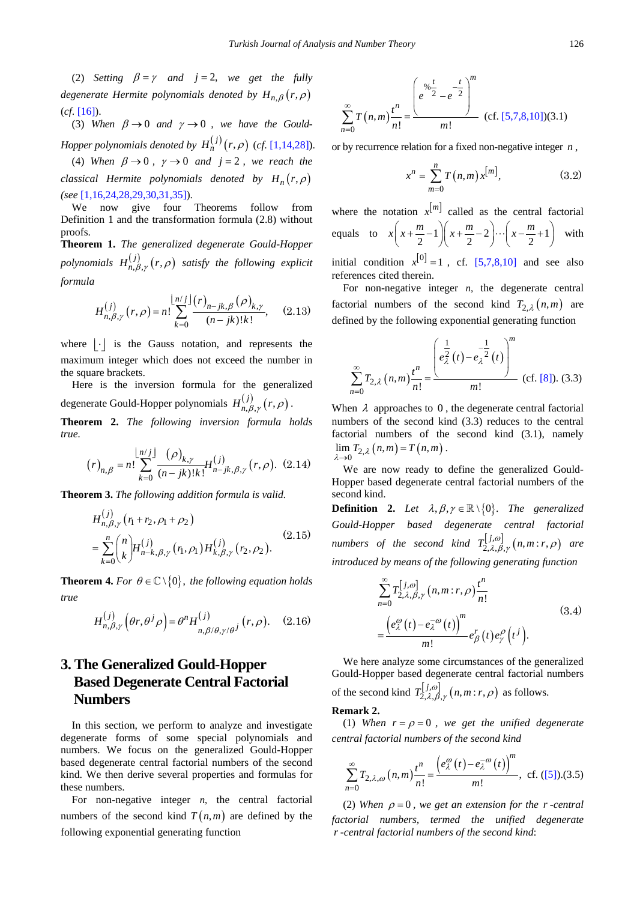(2) *Setting* $\beta=\gamma$ *and* $j=2$, *we get the fully degenerate Hermite polynomials denoted by* $H_{n,\beta}(r,\rho)$ (*cf.* [16]).

(3) *When* $\beta\to 0$ *and* $\gamma\to 0$, *we have the Gould-Hopper polynomials denoted by* $H_n^{(j)}(r,\rho)$ (*cf.* [1,14,28]).

(4) *When* $\beta\to 0$, $\gamma\to 0$ *and* $j=2$, *we reach the classical Hermite polynomials denoted by* $H_n(r,\rho)$ *(see* [1,16,24,28,29,30,31,35]).

We now give four Theorems follow from Definition 1 and the transformation formula (2.8) without proofs.

**Theorem 1.** *The generalized degenerate Gould-Hopper polynomials* $H_{n,\beta,\gamma}^{(j)}(r,\rho)$ *satisfy the following explicit formula*

$$H_{n,\beta,\gamma}^{(j)}(r,\rho)=n!\sum_{k=0}^{\lfloor n/j\rfloor}\frac{(r)_{n-jk,\beta}(\rho)_{k,\gamma}}{(n-jk)!k!},\quad(2.13)$$

where $\lfloor\cdot\rfloor$ is the Gauss notation, and represents the maximum integer which does not exceed the number in the square brackets.

Here is the inversion formula for the generalized degenerate Gould-Hopper polynomials $H_{n,\beta,\gamma}^{(j)}(r,\rho)$.

**Theorem 2.** *The following inversion formula holds true.*

$$(r)_{n,\beta}=n!\sum_{k=0}^{\lfloor n/j\rfloor}\frac{(\rho)_{k,\gamma}}{(n-jk)!k!}H_{n-jk,\beta,\gamma}^{(j)}(r,\rho).\quad(2.14)$$

**Theorem 3.** *The following addition formula is valid.*

$$\begin{aligned}&H_{n,\beta,\gamma}^{(j)}(r_1+r_2,\rho_1+\rho_2)\\&=\sum_{k=0}^{n}\binom{n}{k}H_{n-k,\beta,\gamma}^{(j)}(r_1,\rho_1)H_{k,\beta,\gamma}^{(j)}(r_2,\rho_2).\end{aligned}\quad(2.15)$$

**Theorem 4.** *For* $\theta\in\mathbb{C}\setminus\{0\}$, *the following equation holds true*

$$H_{n,\beta,\gamma}^{(j)}(\theta r,\theta^j\rho)=\theta^n H_{n,\beta/\theta,\gamma/\theta^j}^{(j)}(r,\rho).\quad(2.16)$$

## 3. The Generalized Gould-Hopper Based Degenerate Central Factorial Numbers

In this section, we perform to analyze and investigate degenerate forms of some special polynomials and numbers. We focus on the generalized Gould-Hopper based degenerate central factorial numbers of the second kind. We then derive several properties and formulas for these numbers.

For non-negative integer $n$, the central factorial numbers of the second kind $T(n,m)$ are defined by the following exponential generating function

$$\sum_{n=0}^{\infty}T(n,m)\frac{t^n}{n!}=\frac{\left(e^{\frac{t}{2}}-e^{-\frac{t}{2}}\right)^m}{m!}\quad\text{(cf. [5,7,8,10])}(3.1)$$

or by recurrence relation for a fixed non-negative integer $n$,

$$x^n=\sum_{m=0}^{n}T(n,m)x^{[m]},\quad(3.2)$$

where the notation $x^{[m]}$ called as the central factorial equals to $x\left(x+\frac{m}{2}-1\right)\left(x+\frac{m}{2}-2\right)\cdots\left(x-\frac{m}{2}+1\right)$ with initial condition $x^{[0]}=1$, cf. [5,7,8,10] and see also references cited therein.

For non-negative integer $n$, the degenerate central factorial numbers of the second kind $T_{2,\lambda}(n,m)$ are defined by the following exponential generating function

$$\sum_{n=0}^{\infty}T_{2,\lambda}(n,m)\frac{t^n}{n!}=\frac{\left(e_{\lambda}^{\frac{1}{2}}(t)-e_{\lambda}^{-\frac{1}{2}}(t)\right)^m}{m!}\quad\text{(cf. [8]).}\ (3.3)$$

When $\lambda$ approaches to $0$, the degenerate central factorial numbers of the second kind (3.3) reduces to the central factorial numbers of the second kind (3.1), namely $\lim_{\lambda\to 0}T_{2,\lambda}(n,m)=T(n,m)$.

We are now ready to define the generalized Gould-Hopper based degenerate central factorial numbers of the second kind.

**Definition 2.** *Let* $\lambda,\beta,\gamma\in\mathbb{R}\setminus\{0\}$. *The generalized Gould-Hopper based degenerate central factorial numbers of the second kind* $T_{2,\lambda,\beta,\gamma}^{[j,\omega]}(n,m:r,\rho)$ *are introduced by means of the following generating function*

$$\begin{aligned}&\sum_{n=0}^{\infty}T_{2,\lambda,\beta,\gamma}^{[j,\omega]}(n,m:r,\rho)\frac{t^n}{n!}\\&=\frac{\left(e_{\lambda}^{\omega}(t)-e_{\lambda}^{-\omega}(t)\right)^m}{m!}e_{\beta}^{r}(t)e_{\gamma}^{\rho}(t^j).\end{aligned}\quad(3.4)$$

We here analyze some circumstances of the generalized Gould-Hopper based degenerate central factorial numbers of the second kind $T_{2,\lambda,\beta,\gamma}^{[j,\omega]}(n,m:r,\rho)$ as follows.

**Remark 2.**

(1) *When* $r=\rho=0$, *we get the unified degenerate central factorial numbers of the second kind*

$$\sum_{n=0}^{\infty}T_{2,\lambda,\omega}(n,m)\frac{t^n}{n!}=\frac{\left(e_{\lambda}^{\omega}(t)-e_{\lambda}^{-\omega}(t)\right)^m}{m!},\ \text{cf. ([5]).}(3.5)$$

(2) *When* $\rho=0$, *we get an extension for the* $r$*-central factorial numbers, termed the unified degenerate* $r$*-central factorial numbers of the second kind*: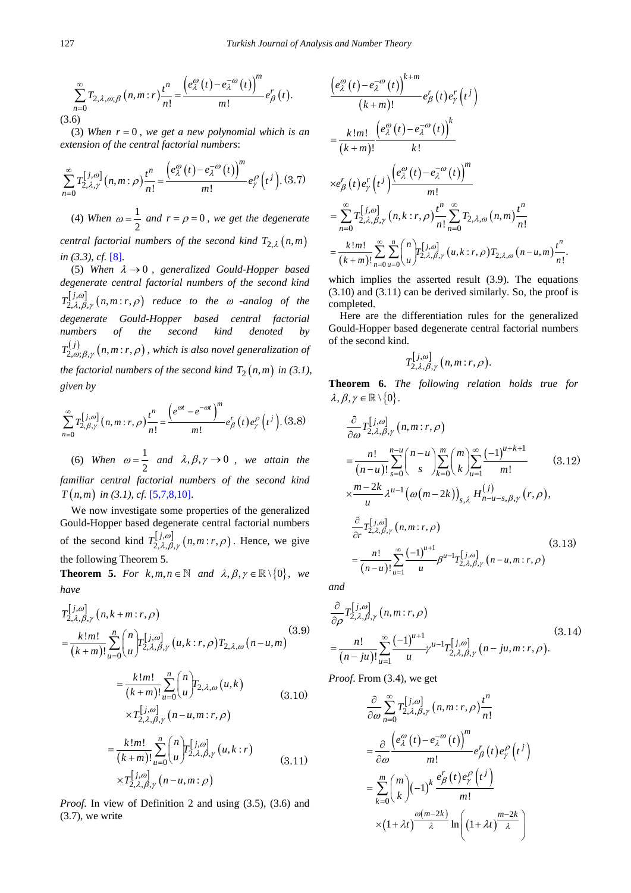$$\sum_{n=0}^{\infty} T_{2,\lambda,\omega;\beta}(n,m:r)\frac{t^n}{n!} = \frac{\left(e_\lambda^{\omega}(t) - e_\lambda^{-\omega}(t)\right)^m}{m!} e_\beta^r(t). \tag{3.6}$$

(3) *When $r = 0$, we get a new polynomial which is an extension of the central factorial numbers*:

$$\sum_{n=0}^{\infty} T_{2,\lambda,\gamma}^{[j,\omega]}(n,m:\rho)\frac{t^n}{n!} = \frac{\left(e_\lambda^{\omega}(t) - e_\lambda^{-\omega}(t)\right)^m}{m!} e_\gamma^{\rho}\left(t^j\right). \tag{3.7}$$

(4) *When $\omega = \frac{1}{2}$ and $r = \rho = 0$, we get the degenerate central factorial numbers of the second kind $T_{2,\lambda}(n,m)$ in (3.3), cf.* [8].

(5) *When $\lambda \to 0$, generalized Gould-Hopper based degenerate central factorial numbers of the second kind $T_{2,\lambda,\beta,\gamma}^{[j,\omega]}(n,m:r,\rho)$ reduce to the $\omega$-analog of the degenerate Gould-Hopper based central factorial numbers of the second kind denoted by $T_{2,\omega;\beta,\gamma}^{(j)}(n,m:r,\rho)$, which is also novel generalization of the factorial numbers of the second kind $T_2(n,m)$ in (3.1), given by*

$$\sum_{n=0}^{\infty} T_{2,\beta,\gamma}^{[j,\omega]}(n,m:r,\rho)\frac{t^n}{n!} = \frac{\left(e^{\omega t} - e^{-\omega t}\right)^m}{m!} e_\beta^r(t) e_\gamma^{\rho}\left(t^j\right). \tag{3.8}$$

(6) *When $\omega = \frac{1}{2}$ and $\lambda, \beta, \gamma \to 0$, we attain the familiar central factorial numbers of the second kind $T(n,m)$ in (3.1), cf.* [5,7,8,10].

We now investigate some properties of the generalized Gould-Hopper based degenerate central factorial numbers of the second kind $T_{2,\lambda,\beta,\gamma}^{[j,\omega]}(n,m:r,\rho)$. Hence, we give the following Theorem 5.

**Theorem 5.** *For $k,m,n \in \mathbb{N}$ and $\lambda, \beta, \gamma \in \mathbb{R}\setminus\{0\}$, we have*

$$T_{2,\lambda,\beta,\gamma}^{[j,\omega]}(n,k+m:r,\rho) = \frac{k!m!}{(k+m)!}\sum_{u=0}^{n}\binom{n}{u} T_{2,\lambda,\beta,\gamma}^{[j,\omega]}(u,k:r,\rho) T_{2,\lambda,\omega}(n-u,m) \tag{3.9}$$

$$= \frac{k!m!}{(k+m)!}\sum_{u=0}^{n}\binom{n}{u} T_{2,\lambda,\omega}(u,k) \times T_{2,\lambda,\beta,\gamma}^{[j,\omega]}(n-u,m:r,\rho) \tag{3.10}$$

$$= \frac{k!m!}{(k+m)!}\sum_{u=0}^{n}\binom{n}{u} T_{2,\lambda,\beta,\gamma}^{[j,\omega]}(u,k:r) \times T_{2,\lambda,\beta,\gamma}^{[j,\omega]}(n-u,m:\rho) \tag{3.11}$$

*Proof.* In view of Definition 2 and using (3.5), (3.6) and (3.7), we write

$$\begin{aligned}
&\frac{\left(e_\lambda^{\omega}(t) - e_\lambda^{-\omega}(t)\right)^{k+m}}{(k+m)!} e_\beta^r(t) e_\gamma^r\left(t^j\right) \\
&= \frac{k!m!}{(k+m)!}\frac{\left(e_\lambda^{\omega}(t) - e_\lambda^{-\omega}(t)\right)^k}{k!} \\
&\times e_\beta^r(t) e_\gamma^r\left(t^j\right)\frac{\left(e_\lambda^{\omega}(t) - e_\lambda^{-\omega}(t)\right)^m}{m!} \\
&= \sum_{n=0}^{\infty} T_{2,\lambda,\beta,\gamma}^{[j,\omega]}(n,k:r,\rho)\frac{t^n}{n!}\sum_{n=0}^{\infty} T_{2,\lambda,\omega}(n,m)\frac{t^n}{n!} \\
&= \frac{k!m!}{(k+m)!}\sum_{n=0}^{\infty}\sum_{u=0}^{n}\binom{n}{u} T_{2,\lambda,\beta,\gamma}^{[j,\omega]}(u,k:r,\rho) T_{2,\lambda,\omega}(n-u,m)\frac{t^n}{n!}.
\end{aligned}$$

which implies the asserted result (3.9). The equations (3.10) and (3.11) can be derived similarly. So, the proof is completed.

Here are the differentiation rules for the generalized Gould-Hopper based degenerate central factorial numbers of the second kind.

$$T_{2,\lambda,\beta,\gamma}^{[j,\omega]}(n,m:r,\rho).$$

**Theorem 6.** *The following relation holds true for $\lambda, \beta, \gamma \in \mathbb{R}\setminus\{0\}$.*

$$\begin{aligned}
&\frac{\partial}{\partial\omega} T_{2,\lambda,\beta,\gamma}^{[j,\omega]}(n,m:r,\rho) \\
&= \frac{n!}{(n-u)!}\sum_{s=0}^{n-u}\binom{n-u}{s}\sum_{k=0}^{m}\binom{m}{k}\sum_{u=1}^{\infty}\frac{(-1)^{u+k+1}}{m!} \\
&\times \frac{m-2k}{u}\lambda^{u-1}\left(\omega(m-2k)\right)_{s,\lambda} H_{n-u-s,\beta,\gamma}^{(j)}(r,\rho),
\end{aligned} \tag{3.12}$$

$$\frac{\partial}{\partial r} T_{2,\lambda,\beta,\gamma}^{[j,\omega]}(n,m:r,\rho) = \frac{n!}{(n-u)!}\sum_{u=1}^{\infty}\frac{(-1)^{u+1}}{u}\beta^{u-1} T_{2,\lambda,\beta,\gamma}^{[j,\omega]}(n-u,m:r,\rho) \tag{3.13}$$

*and*

$$\frac{\partial}{\partial\rho} T_{2,\lambda,\beta,\gamma}^{[j,\omega]}(n,m:r,\rho) = \frac{n!}{(n-ju)!}\sum_{u=1}^{\infty}\frac{(-1)^{u+1}}{u}\gamma^{u-1} T_{2,\lambda,\beta,\gamma}^{[j,\omega]}(n-ju,m:r,\rho). \tag{3.14}$$

*Proof*. From (3.4), we get

$$\begin{aligned}
&\frac{\partial}{\partial\omega}\sum_{n=0}^{\infty} T_{2,\lambda,\beta,\gamma}^{[j,\omega]}(n,m:r,\rho)\frac{t^n}{n!} \\
&= \frac{\partial}{\partial\omega}\frac{\left(e_\lambda^{\omega}(t) - e_\lambda^{-\omega}(t)\right)^m}{m!} e_\beta^r(t) e_\gamma^{\rho}\left(t^j\right) \\
&= \sum_{k=0}^{m}\binom{m}{k}(-1)^k\frac{e_\beta^r(t) e_\gamma^{\rho}\left(t^j\right)}{m!} \\
&\times (1+\lambda t)^{\frac{\omega(m-2k)}{\lambda}}\ln\left((1+\lambda t)^{\frac{m-2k}{\lambda}}\right)
\end{aligned}$$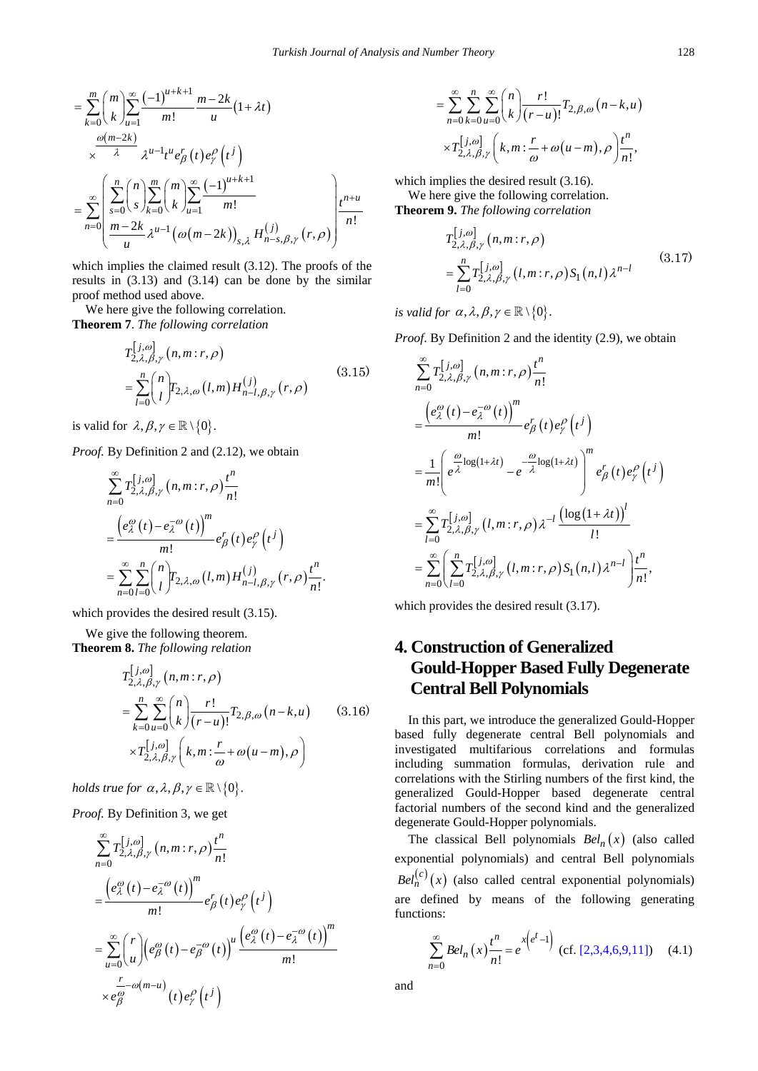$$=\sum_{k=0}^{m}\binom{m}{k}\sum_{u=1}^{\infty}\frac{(-1)^{u+k+1}}{m!}\frac{m-2k}{u}(1+\lambda t)^{\frac{\omega(m-2k)}{\lambda}}\lambda^{u-1}t^{u}e_{\beta}^{r}(t)e_{\gamma}^{\rho}\left(t^{j}\right)$$

$$=\sum_{n=0}^{\infty}\left(\begin{array}{c}\sum_{s=0}^{n}\binom{n}{s}\sum_{k=0}^{m}\binom{m}{k}\sum_{u=1}^{\infty}\frac{(-1)^{u+k+1}}{m!}\\ \frac{m-2k}{u}\lambda^{u-1}\left(\omega(m-2k)\right)_{s,\lambda}H_{n-s,\beta,\gamma}^{(j)}(r,\rho)\end{array}\right)\frac{t^{n+u}}{n!}$$

which implies the claimed result (3.12). The proofs of the results in (3.13) and (3.14) can be done by the similar proof method used above.

We here give the following correlation.

**Theorem 7**. *The following correlation*

$$T_{2,\lambda,\beta,\gamma}^{[j,\omega]}(n,m:r,\rho)=\sum_{l=0}^{n}\binom{n}{l}T_{2,\lambda,\omega}(l,m)H_{n-l,\beta,\gamma}^{(j)}(r,\rho) \tag{3.15}$$

is valid for $\lambda,\beta,\gamma\in\mathbb{R}\setminus\{0\}$.

*Proof.* By Definition 2 and (2.12), we obtain

$$\sum_{n=0}^{\infty}T_{2,\lambda,\beta,\gamma}^{[j,\omega]}(n,m:r,\rho)\frac{t^{n}}{n!}=\frac{\left(e_{\lambda}^{\omega}(t)-e_{\lambda}^{-\omega}(t)\right)^{m}}{m!}e_{\beta}^{r}(t)e_{\gamma}^{\rho}\left(t^{j}\right)=\sum_{n=0}^{\infty}\sum_{l=0}^{n}\binom{n}{l}T_{2,\lambda,\omega}(l,m)H_{n-l,\beta,\gamma}^{(j)}(r,\rho)\frac{t^{n}}{n!}.$$

which provides the desired result (3.15).

We give the following theorem.

**Theorem 8.** *The following relation*

$$T_{2,\lambda,\beta,\gamma}^{[j,\omega]}(n,m:r,\rho)=\sum_{k=0}^{n}\sum_{u=0}^{\infty}\binom{n}{k}\frac{r!}{(r-u)!}T_{2,\beta,\omega}(n-k,u)\times T_{2,\lambda,\beta,\gamma}^{[j,\omega]}\left(k,m:\frac{r}{\omega}+\omega(u-m),\rho\right) \tag{3.16}$$

*holds true for* $\alpha,\lambda,\beta,\gamma\in\mathbb{R}\setminus\{0\}$.

*Proof.* By Definition 3, we get

$$\sum_{n=0}^{\infty}T_{2,\lambda,\beta,\gamma}^{[j,\omega]}(n,m:r,\rho)\frac{t^{n}}{n!}=\frac{\left(e_{\lambda}^{\omega}(t)-e_{\lambda}^{-\omega}(t)\right)^{m}}{m!}e_{\beta}^{r}(t)e_{\gamma}^{\rho}\left(t^{j}\right)$$

$$=\sum_{u=0}^{\infty}\binom{r}{u}\left(e_{\beta}^{\omega}(t)-e_{\beta}^{-\omega}(t)\right)^{u}\frac{\left(e_{\lambda}^{\omega}(t)-e_{\lambda}^{-\omega}(t)\right)^{m}}{m!}\times e_{\beta}^{\frac{r}{\omega}-\omega(m-u)}(t)e_{\gamma}^{\rho}\left(t^{j}\right)$$

$$=\sum_{n=0}^{\infty}\sum_{k=0}^{n}\sum_{u=0}^{\infty}\binom{n}{k}\frac{r!}{(r-u)!}T_{2,\beta,\omega}(n-k,u)\times T_{2,\lambda,\beta,\gamma}^{[j,\omega]}\left(k,m:\frac{r}{\omega}+\omega(u-m),\rho\right)\frac{t^{n}}{n!},$$

which implies the desired result (3.16).

We here give the following correlation.

**Theorem 9.** *The following correlation*

$$T_{2,\lambda,\beta,\gamma}^{[j,\omega]}(n,m:r,\rho)=\sum_{l=0}^{n}T_{2,\lambda,\beta,\gamma}^{[j,\omega]}(l,m:r,\rho)S_{1}(n,l)\lambda^{n-l} \tag{3.17}$$

*is valid for* $\alpha,\lambda,\beta,\gamma\in\mathbb{R}\setminus\{0\}$.

*Proof.* By Definition 2 and the identity (2.9), we obtain

$$\sum_{n=0}^{\infty}T_{2,\lambda,\beta,\gamma}^{[j,\omega]}(n,m:r,\rho)\frac{t^{n}}{n!}=\frac{\left(e_{\lambda}^{\omega}(t)-e_{\lambda}^{-\omega}(t)\right)^{m}}{m!}e_{\beta}^{r}(t)e_{\gamma}^{\rho}\left(t^{j}\right)$$

$$=\frac{1}{m!}\left(e^{\frac{\omega}{\lambda}\log(1+\lambda t)}-e^{-\frac{\omega}{\lambda}\log(1+\lambda t)}\right)^{m}e_{\beta}^{r}(t)e_{\gamma}^{\rho}\left(t^{j}\right)$$

$$=\sum_{l=0}^{\infty}T_{2,\lambda,\beta,\gamma}^{[j,\omega]}(l,m:r,\rho)\lambda^{-l}\frac{\left(\log(1+\lambda t)\right)^{l}}{l!}$$

$$=\sum_{n=0}^{\infty}\left(\sum_{l=0}^{n}T_{2,\lambda,\beta,\gamma}^{[j,\omega]}(l,m:r,\rho)S_{1}(n,l)\lambda^{n-l}\right)\frac{t^{n}}{n!},$$

which provides the desired result (3.17).

## 4. Construction of Generalized Gould-Hopper Based Fully Degenerate Central Bell Polynomials

In this part, we introduce the generalized Gould-Hopper based fully degenerate central Bell polynomials and investigated multifarious correlations and formulas including summation formulas, derivation rule and correlations with the Stirling numbers of the first kind, the generalized Gould-Hopper based degenerate central factorial numbers of the second kind and the generalized degenerate Gould-Hopper polynomials.

The classical Bell polynomials $Bel_{n}(x)$ (also called exponential polynomials) and central Bell polynomials $Bel_{n}^{(c)}(x)$ (also called central exponential polynomials) are defined by means of the following generating functions:

$$\sum_{n=0}^{\infty}Bel_{n}(x)\frac{t^{n}}{n!}=e^{x\left(e^{t}-1\right)}\ \text{(cf. [2,3,4,6,9,11])} \tag{4.1}$$

and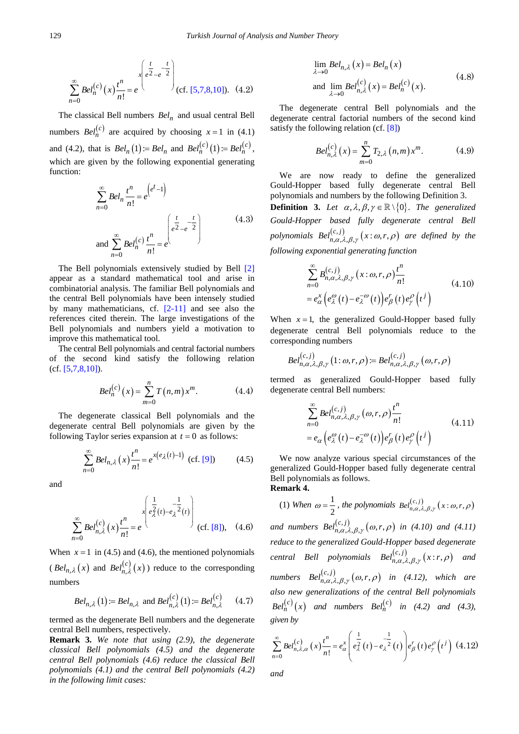$$\sum_{n=0}^{\infty} Bel_n^{(c)}(x)\frac{t^n}{n!} = e^{x\left(e^{\frac{t}{2}}-e^{-\frac{t}{2}}\right)} \text{ (cf. [5,7,8,10]).} \quad (4.2)$$

The classical Bell numbers $Bel_n$ and usual central Bell numbers $Bel_n^{(c)}$ are acquired by choosing $x=1$ in (4.1) and (4.2), that is $Bel_n(1) := Bel_n$ and $Bel_n^{(c)}(1) := Bel_n^{(c)}$, which are given by the following exponential generating function:

$$\sum_{n=0}^{\infty} Bel_n \frac{t^n}{n!} = e^{\left(e^t-1\right)}$$
$$\text{and } \sum_{n=0}^{\infty} Bel_n^{(c)}\frac{t^n}{n!} = e^{\left(e^{\frac{t}{2}}-e^{-\frac{t}{2}}\right)} \quad (4.3)$$

The Bell polynomials extensively studied by Bell [2] appear as a standard mathematical tool and arise in combinatorial analysis. The familiar Bell polynomials and the central Bell polynomials have been intensely studied by many mathematicians, cf. [2-11] and see also the references cited therein. The large investigations of the Bell polynomials and numbers yield a motivation to improve this mathematical tool.

The central Bell polynomials and central factorial numbers of the second kind satisfy the following relation (cf. [5,7,8,10]).

$$Bel_n^{(c)}(x) = \sum_{m=0}^{n} T(n,m)x^m. \quad (4.4)$$

The degenerate classical Bell polynomials and the degenerate central Bell polynomials are given by the following Taylor series expansion at $t=0$ as follows:

$$\sum_{n=0}^{\infty} Bel_{n,\lambda}(x)\frac{t^n}{n!} = e^{x\left(e_\lambda(t)-1\right)} \text{ (cf. [9])} \quad (4.5)$$

and

$$\sum_{n=0}^{\infty} Bel_{n,\lambda}^{(c)}(x)\frac{t^n}{n!} = e^{x\left(e_\lambda^{\frac{1}{2}}(t)-e_\lambda^{-\frac{1}{2}}(t)\right)} \text{ (cf. [8]),} \quad (4.6)$$

When $x=1$ in (4.5) and (4.6), the mentioned polynomials ($Bel_{n,\lambda}(x)$ and $Bel_{n,\lambda}^{(c)}(x)$) reduce to the corresponding numbers

$$Bel_{n,\lambda}(1) := Bel_{n,\lambda} \text{ and } Bel_{n,\lambda}^{(c)}(1) := Bel_{n,\lambda}^{(c)} \quad (4.7)$$

termed as the degenerate Bell numbers and the degenerate central Bell numbers, respectively.

**Remark 3.** *We note that using (2.9), the degenerate classical Bell polynomials (4.5) and the degenerate central Bell polynomials (4.6) reduce the classical Bell polynomials (4.1) and the central Bell polynomials (4.2) in the following limit cases:*

$$\lim_{\lambda\to 0} Bel_{n,\lambda}(x) = Bel_n(x)$$
$$\text{and } \lim_{\lambda\to 0} Bel_{n,\lambda}^{(c)}(x) = Bel_n^{(c)}(x). \quad (4.8)$$

The degenerate central Bell polynomials and the degenerate central factorial numbers of the second kind satisfy the following relation (cf. [8])

$$Bel_{n,\lambda}^{(c)}(x) = \sum_{m=0}^{n} T_{2,\lambda}(n,m)x^m. \quad (4.9)$$

We are now ready to define the generalized Gould-Hopper based fully degenerate central Bell polynomials and numbers by the following Definition 3.

**Definition 3.** *Let $\alpha,\lambda,\beta,\gamma \in \mathbb{R}\setminus\{0\}$. The generalized Gould-Hopper based fully degenerate central Bell polynomials $Bel_{n,\alpha,\lambda,\beta,\gamma}^{(c,j)}(x:\omega,r,\rho)$ are defined by the following exponential generating function*

$$\sum_{n=0}^{\infty} B_{n,\alpha,\lambda,\beta,\gamma}^{(c,j)}(x:\omega,r,\rho)\frac{t^n}{n!}$$
$$= e_\alpha^x\left(e_\lambda^\omega(t)-e_\lambda^{-\omega}(t)\right)e_\beta^r(t)e_\gamma^\rho\left(t^j\right) \quad (4.10)$$

When $x=1$, the generalized Gould-Hopper based fully degenerate central Bell polynomials reduce to the corresponding numbers

$$Bel_{n,\alpha,\lambda,\beta,\gamma}^{(c,j)}(1:\omega,r,\rho) := Bel_{n,\alpha,\lambda,\beta,\gamma}^{(c,j)}(\omega,r,\rho)$$

termed as generalized Gould-Hopper based fully degenerate central Bell numbers:

$$\sum_{n=0}^{\infty} Bel_{n,\alpha,\lambda,\beta,\gamma}^{(c,j)}(\omega,r,\rho)\frac{t^n}{n!}$$
$$= e_\alpha\left(e_\lambda^\omega(t)-e_\lambda^{-\omega}(t)\right)e_\beta^r(t)e_\gamma^\rho\left(t^j\right) \quad (4.11)$$

We now analyze various special circumstances of the generalized Gould-Hopper based fully degenerate central Bell polynomials as follows.

**Remark 4.**

(1) *When $\omega=\frac{1}{2}$, the polynomials $Bel_{n,\alpha,\lambda,\beta,\gamma}^{(c,j)}(x:\omega,r,\rho)$ and numbers $Bel_{n,\alpha,\lambda,\beta,\gamma}^{(c,j)}(\omega,r,\rho)$ in (4.10) and (4.11) reduce to the generalized Gould-Hopper based degenerate central Bell polynomials $Bel_{n,\alpha,\lambda,\beta,\gamma}^{(c,j)}(x:r,\rho)$ and numbers $Bel_{n,\alpha,\lambda,\beta,\gamma}^{(c,j)}(\omega,r,\rho)$ in (4.12), which are also new generalizations of the central Bell polynomials $Bel_n^{(c)}(x)$ and numbers $Bel_n^{(c)}$ in (4.2) and (4.3), given by*

$$\sum_{n=0}^{\infty} Bel_{n,\lambda,\alpha}^{(c)}(x)\frac{t^n}{n!} = e_\alpha^x\left(e_\lambda^{\frac{1}{2}}(t)-e_\lambda^{-\frac{1}{2}}(t)\right)e_\beta^r(t)e_\gamma^\rho\left(t^j\right) \quad (4.12)$$

*and*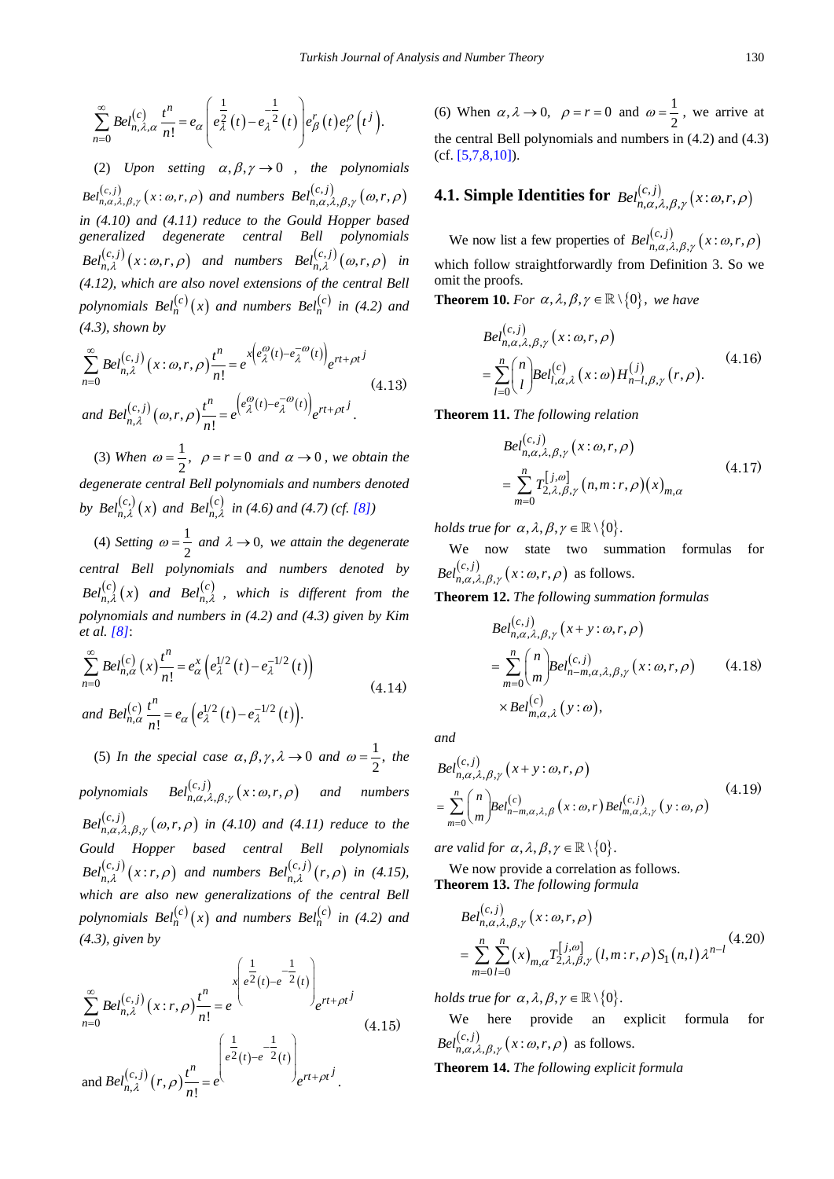$$\sum_{n=0}^{\infty} Bel_{n,\lambda,\alpha}^{(c)} \frac{t^n}{n!} = e_\alpha\left(e_\lambda^{\frac{1}{2}}(t) - e_\lambda^{-\frac{1}{2}}(t)\right) e_\beta^r(t) e_\gamma^\rho\left(t^j\right).$$

(2) *Upon setting $\alpha,\beta,\gamma \to 0$, the polynomials $Bel_{n,\alpha,\lambda,\beta,\gamma}^{(c,j)}(x:\omega,r,\rho)$ and numbers $Bel_{n,\alpha,\lambda,\beta,\gamma}^{(c,j)}(\omega,r,\rho)$ in (4.10) and (4.11) reduce to the Gould Hopper based generalized degenerate central Bell polynomials $Bel_{n,\lambda}^{(c,j)}(x:\omega,r,\rho)$ and numbers $Bel_{n,\lambda}^{(c,j)}(\omega,r,\rho)$ in (4.12), which are also novel extensions of the central Bell polynomials $Bel_n^{(c)}(x)$ and numbers $Bel_n^{(c)}$ in (4.2) and (4.3), shown by*

$$\sum_{n=0}^{\infty} Bel_{n,\lambda}^{(c,j)}(x:\omega,r,\rho)\frac{t^n}{n!} = e^{x\left(e_\lambda^{\omega}(t) - e_\lambda^{-\omega}(t)\right)} e^{rt+\rho t^j}$$
$$\text{and } Bel_{n,\lambda}^{(c,j)}(\omega,r,\rho)\frac{t^n}{n!} = e^{\left(e_\lambda^{\omega}(t) - e_\lambda^{-\omega}(t)\right)} e^{rt+\rho t^j}. \tag{4.13}$$

(3) *When $\omega = \frac{1}{2}$, $\rho = r = 0$ and $\alpha \to 0$, we obtain the degenerate central Bell polynomials and numbers denoted by $Bel_{n,\lambda}^{(c,)}(x)$ and $Bel_{n,\lambda}^{(c)}$ in (4.6) and (4.7) (cf. [8])*

(4) *Setting $\omega = \frac{1}{2}$ and $\lambda \to 0$, we attain the degenerate central Bell polynomials and numbers denoted by $Bel_{n,\lambda}^{(c)}(x)$ and $Bel_{n,\lambda}^{(c)}$, which is different from the polynomials and numbers in (4.2) and (4.3) given by Kim et al. [8]:*

$$\sum_{n=0}^{\infty} Bel_{n,\alpha}^{(c)}(x)\frac{t^n}{n!} = e_\alpha^x\left(e_\lambda^{1/2}(t) - e_\lambda^{-1/2}(t)\right)$$
$$\text{and } Bel_{n,\alpha}^{(c)}\frac{t^n}{n!} = e_\alpha\left(e_\lambda^{1/2}(t) - e_\lambda^{-1/2}(t)\right). \tag{4.14}$$

(5) *In the special case $\alpha,\beta,\gamma,\lambda \to 0$ and $\omega = \frac{1}{2}$, the polynomials $Bel_{n,\alpha,\lambda,\beta,\gamma}^{(c,j)}(x:\omega,r,\rho)$ and numbers $Bel_{n,\alpha,\lambda,\beta,\gamma}^{(c,j)}(\omega,r,\rho)$ in (4.10) and (4.11) reduce to the Gould Hopper based central Bell polynomials $Bel_{n,\lambda}^{(c,j)}(x:r,\rho)$ and numbers $Bel_{n,\lambda}^{(c,j)}(r,\rho)$ in (4.15), which are also new generalizations of the central Bell polynomials $Bel_n^{(c)}(x)$ and numbers $Bel_n^{(c)}$ in (4.2) and (4.3), given by*

$$\sum_{n=0}^{\infty} Bel_{n,\lambda}^{(c,j)}(x:r,\rho)\frac{t^n}{n!} = e^{x\left(e^{\frac{1}{2}}(t) - e^{-\frac{1}{2}}(t)\right)} e^{rt+\rho t^j}$$
$$\text{and } Bel_{n,\lambda}^{(c,j)}(r,\rho)\frac{t^n}{n!} = e^{\left(e^{\frac{1}{2}}(t) - e^{-\frac{1}{2}}(t)\right)} e^{rt+\rho t^j}. \tag{4.15}$$

(6) When $\alpha,\lambda \to 0$, $\rho = r = 0$ and $\omega = \frac{1}{2}$, we arrive at the central Bell polynomials and numbers in (4.2) and (4.3) (cf. [5,7,8,10]).

## 4.1. Simple Identities for $Bel_{n,\alpha,\lambda,\beta,\gamma}^{(c,j)}(x:\omega,r,\rho)$

We now list a few properties of $Bel_{n,\alpha,\lambda,\beta,\gamma}^{(c,j)}(x:\omega,r,\rho)$ which follow straightforwardly from Definition 3. So we omit the proofs.

**Theorem 10.** *For $\alpha,\lambda,\beta,\gamma \in \mathbb{R}\setminus\{0\}$, we have*

$$Bel_{n,\alpha,\lambda,\beta,\gamma}^{(c,j)}(x:\omega,r,\rho) = \sum_{l=0}^{n}\binom{n}{l} Bel_{l,\alpha,\lambda}^{(c)}(x:\omega) H_{n-l,\beta,\gamma}^{(j)}(r,\rho). \tag{4.16}$$

**Theorem 11.** *The following relation*

$$Bel_{n,\alpha,\lambda,\beta,\gamma}^{(c,j)}(x:\omega,r,\rho) = \sum_{m=0}^{n} T_{2,\lambda,\beta,\gamma}^{[j,\omega]}(n,m:r,\rho)(x)_{m,\alpha} \tag{4.17}$$

*holds true for $\alpha,\lambda,\beta,\gamma \in \mathbb{R}\setminus\{0\}$.*

We now state two summation formulas for $Bel_{n,\alpha,\lambda,\beta,\gamma}^{(c,j)}(x:\omega,r,\rho)$ as follows.

**Theorem 12.** *The following summation formulas*

$$Bel_{n,\alpha,\lambda,\beta,\gamma}^{(c,j)}(x+y:\omega,r,\rho) = \sum_{m=0}^{n}\binom{n}{m} Bel_{n-m,\alpha,\lambda,\beta,\gamma}^{(c,j)}(x:\omega,r,\rho) \times Bel_{m,\alpha,\lambda}^{(c)}(y:\omega), \tag{4.18}$$

*and*

$$Bel_{n,\alpha,\lambda,\beta,\gamma}^{(c,j)}(x+y:\omega,r,\rho) = \sum_{m=0}^{n}\binom{n}{m} Bel_{n-m,\alpha,\lambda,\beta}^{(c)}(x:\omega,r)\, Bel_{m,\alpha,\lambda,\gamma}^{(c,j)}(y:\omega,\rho) \tag{4.19}$$

*are valid for $\alpha,\lambda,\beta,\gamma \in \mathbb{R}\setminus\{0\}$.*

We now provide a correlation as follows.

**Theorem 13.** *The following formula*

$$Bel_{n,\alpha,\lambda,\beta,\gamma}^{(c,j)}(x:\omega,r,\rho) = \sum_{m=0}^{n}\sum_{l=0}^{n}(x)_{m,\alpha} T_{2,\lambda,\beta,\gamma}^{[j,\omega]}(l,m:r,\rho) S_1(n,l)\lambda^{n-l} \tag{4.20}$$

*holds true for $\alpha,\lambda,\beta,\gamma \in \mathbb{R}\setminus\{0\}$.*

We here provide an explicit formula for $Bel_{n,\alpha,\lambda,\beta,\gamma}^{(c,j)}(x:\omega,r,\rho)$ as follows.

**Theorem 14.** *The following explicit formula*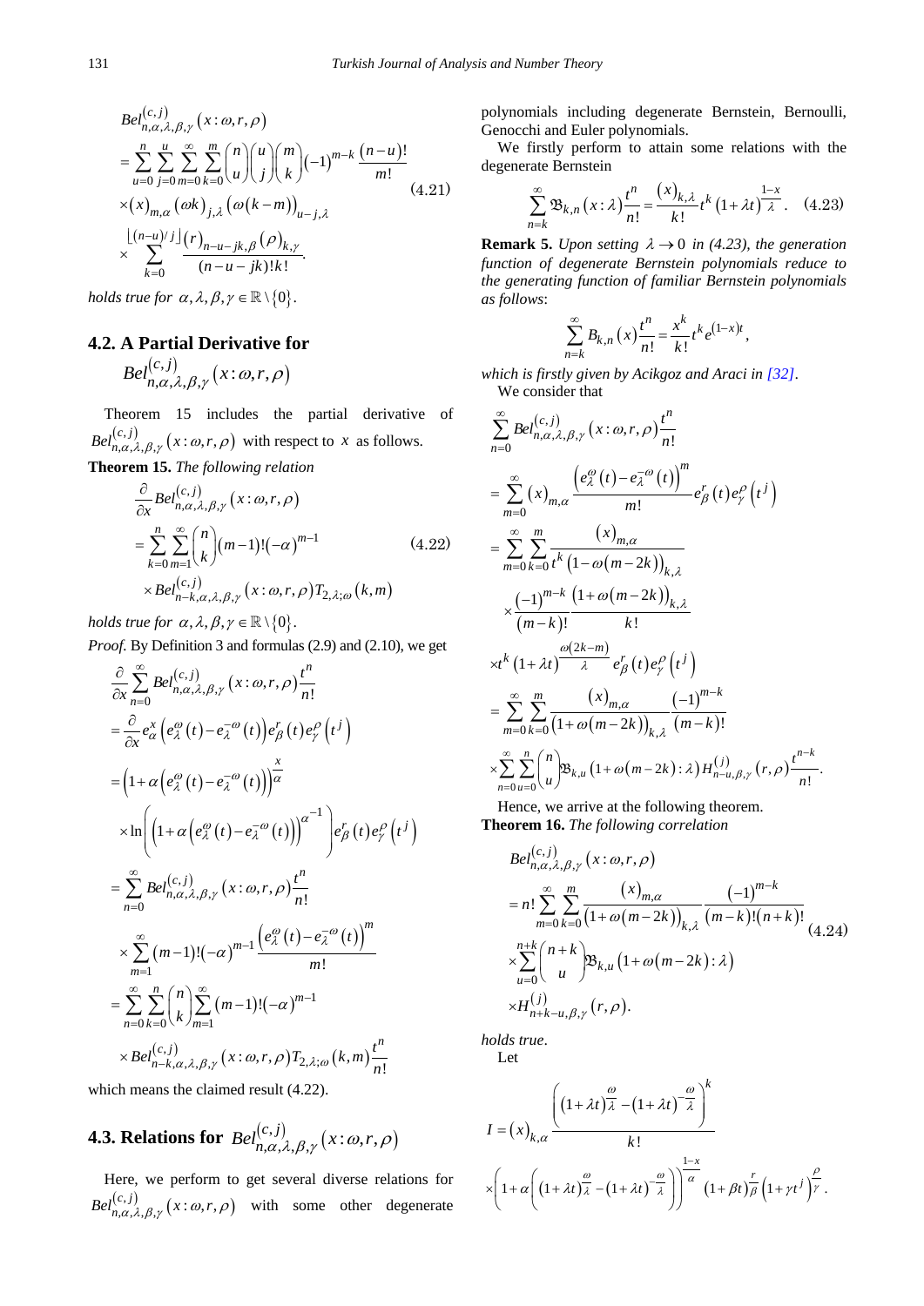$$
\begin{aligned}
&Bel_{n,\alpha,\lambda,\beta,\gamma}^{(c,j)}\left(x:\omega,r,\rho\right) \\
&=\sum_{u=0}^{n}\sum_{j=0}^{u}\sum_{m=0}^{\infty}\sum_{k=0}^{m}\binom{n}{u}\binom{u}{j}\binom{m}{k}(-1)^{m-k}\frac{(n-u)!}{m!} \\
&\times(x)_{m,\alpha}\left(\omega k\right)_{j,\lambda}\left(\omega\left(k-m\right)\right)_{u-j,\lambda} \\
&\times\sum_{k=0}^{\lfloor (n-u)/j\rfloor}\frac{(r)_{n-u-jk,\beta}\left(\rho\right)_{k,\gamma}}{(n-u-jk)!k!}.
\end{aligned} \tag{4.21}
$$

*holds true for* $\alpha,\lambda,\beta,\gamma\in\mathbb{R}\setminus\{0\}$.

## 4.2. A Partial Derivative for $Bel_{n,\alpha,\lambda,\beta,\gamma}^{(c,j)}\left(x:\omega,r,\rho\right)$

Theorem 15 includes the partial derivative of $Bel_{n,\alpha,\lambda,\beta,\gamma}^{(c,j)}\left(x:\omega,r,\rho\right)$ with respect to $x$ as follows.

**Theorem 15.** *The following relation*

$$
\begin{aligned}
&\frac{\partial}{\partial x}Bel_{n,\alpha,\lambda,\beta,\gamma}^{(c,j)}\left(x:\omega,r,\rho\right) \\
&=\sum_{k=0}^{n}\sum_{m=1}^{\infty}\binom{n}{k}(m-1)!(-\alpha)^{m-1} \\
&\times Bel_{n-k,\alpha,\lambda,\beta,\gamma}^{(c,j)}\left(x:\omega,r,\rho\right)T_{2,\lambda;\omega}\left(k,m\right)
\end{aligned} \tag{4.22}
$$

*holds true for* $\alpha,\lambda,\beta,\gamma\in\mathbb{R}\setminus\{0\}$.

*Proof.* By Definition 3 and formulas (2.9) and (2.10), we get

$$
\begin{aligned}
&\frac{\partial}{\partial x}\sum_{n=0}^{\infty}Bel_{n,\alpha,\lambda,\beta,\gamma}^{(c,j)}\left(x:\omega,r,\rho\right)\frac{t^n}{n!} \\
&=\frac{\partial}{\partial x}e_{\alpha}^{x}\left(e_{\lambda}^{\omega}(t)-e_{\lambda}^{-\omega}(t)\right)e_{\beta}^{r}(t)e_{\gamma}^{\rho}\left(t^{j}\right) \\
&=\left(1+\alpha\left(e_{\lambda}^{\omega}(t)-e_{\lambda}^{-\omega}(t)\right)\right)^{\frac{x}{\alpha}} \\
&\times\ln\left(\left(1+\alpha\left(e_{\lambda}^{\omega}(t)-e_{\lambda}^{-\omega}(t)\right)\right)^{\alpha^{-1}}\right)e_{\beta}^{r}(t)e_{\gamma}^{\rho}\left(t^{j}\right) \\
&=\sum_{n=0}^{\infty}Bel_{n,\alpha,\lambda,\beta,\gamma}^{(c,j)}\left(x:\omega,r,\rho\right)\frac{t^n}{n!} \\
&\times\sum_{m=1}^{\infty}(m-1)!(-\alpha)^{m-1}\frac{\left(e_{\lambda}^{\omega}(t)-e_{\lambda}^{-\omega}(t)\right)^{m}}{m!} \\
&=\sum_{n=0}^{\infty}\sum_{k=0}^{n}\binom{n}{k}\sum_{m=1}^{\infty}(m-1)!(-\alpha)^{m-1} \\
&\times Bel_{n-k,\alpha,\lambda,\beta,\gamma}^{(c,j)}\left(x:\omega,r,\rho\right)T_{2,\lambda;\omega}\left(k,m\right)\frac{t^n}{n!}
\end{aligned}
$$

which means the claimed result (4.22).

## 4.3. Relations for $Bel_{n,\alpha,\lambda,\beta,\gamma}^{(c,j)}\left(x:\omega,r,\rho\right)$

Here, we perform to get several diverse relations for $Bel_{n,\alpha,\lambda,\beta,\gamma}^{(c,j)}\left(x:\omega,r,\rho\right)$ with some other degenerate polynomials including degenerate Bernstein, Bernoulli, Genocchi and Euler polynomials.

We firstly perform to attain some relations with the degenerate Bernstein

$$
\sum_{n=k}^{\infty}\mathfrak{B}_{k,n}\left(x:\lambda\right)\frac{t^n}{n!}=\frac{(x)_{k,\lambda}}{k!}t^{k}\left(1+\lambda t\right)^{\frac{1-x}{\lambda}}. \tag{4.23}
$$

**Remark 5.** *Upon setting* $\lambda\to 0$ *in (4.23), the generation function of degenerate Bernstein polynomials reduce to the generating function of familiar Bernstein polynomials as follows*:

$$
\sum_{n=k}^{\infty}B_{k,n}\left(x\right)\frac{t^n}{n!}=\frac{x^k}{k!}t^{k}e^{(1-x)t},
$$

*which is firstly given by Acikgoz and Araci in [32].*

We consider that

$$
\begin{aligned}
&\sum_{n=0}^{\infty}Bel_{n,\alpha,\lambda,\beta,\gamma}^{(c,j)}\left(x:\omega,r,\rho\right)\frac{t^n}{n!} \\
&=\sum_{m=0}^{\infty}(x)_{m,\alpha}\frac{\left(e_{\lambda}^{\omega}(t)-e_{\lambda}^{-\omega}(t)\right)^{m}}{m!}e_{\beta}^{r}(t)e_{\gamma}^{\rho}\left(t^{j}\right) \\
&=\sum_{m=0}^{\infty}\sum_{k=0}^{m}\frac{(x)_{m,\alpha}}{t^{k}\left(1-\omega\left(m-2k\right)\right)_{k,\lambda}} \\
&\times\frac{(-1)^{m-k}}{(m-k)!}\frac{\left(1+\omega\left(m-2k\right)\right)_{k,\lambda}}{k!} \\
&\times t^{k}\left(1+\lambda t\right)^{\frac{\omega(2k-m)}{\lambda}}e_{\beta}^{r}(t)e_{\gamma}^{\rho}\left(t^{j}\right) \\
&=\sum_{m=0}^{\infty}\sum_{k=0}^{m}\frac{(x)_{m,\alpha}}{\left(1+\omega\left(m-2k\right)\right)_{k,\lambda}}\frac{(-1)^{m-k}}{(m-k)!} \\
&\times\sum_{n=0}^{\infty}\sum_{u=0}^{n}\binom{n}{u}\mathfrak{B}_{k,u}\left(1+\omega\left(m-2k\right):\lambda\right)H_{n-u,\beta,\gamma}^{(j)}\left(r,\rho\right)\frac{t^{n-k}}{n!}.
\end{aligned}
$$

Hence, we arrive at the following theorem.

**Theorem 16.** *The following correlation*

$$
\begin{aligned}
&Bel_{n,\alpha,\lambda,\beta,\gamma}^{(c,j)}\left(x:\omega,r,\rho\right) \\
&=n!\sum_{m=0}^{\infty}\sum_{k=0}^{m}\frac{(x)_{m,\alpha}}{\left(1+\omega\left(m-2k\right)\right)_{k,\lambda}}\frac{(-1)^{m-k}}{(m-k)!(n+k)!} \\
&\times\sum_{u=0}^{n+k}\binom{n+k}{u}\mathfrak{B}_{k,u}\left(1+\omega\left(m-2k\right):\lambda\right) \\
&\times H_{n+k-u,\beta,\gamma}^{(j)}\left(r,\rho\right).
\end{aligned} \tag{4.24}
$$

*holds true.*

Let

$$
\begin{aligned}
I&=(x)_{k,\alpha}\frac{\left(\left(1+\lambda t\right)^{\frac{\omega}{\lambda}}-\left(1+\lambda t\right)^{-\frac{\omega}{\lambda}}\right)^{k}}{k!} \\
&\times\left(1+\alpha\left(\left(1+\lambda t\right)^{\frac{\omega}{\lambda}}-\left(1+\lambda t\right)^{-\frac{\omega}{\lambda}}\right)\right)^{\frac{1-x}{\alpha}}\left(1+\beta t\right)^{\frac{r}{\beta}}\left(1+\gamma t^{j}\right)^{\frac{\rho}{\gamma}}.
\end{aligned}
$$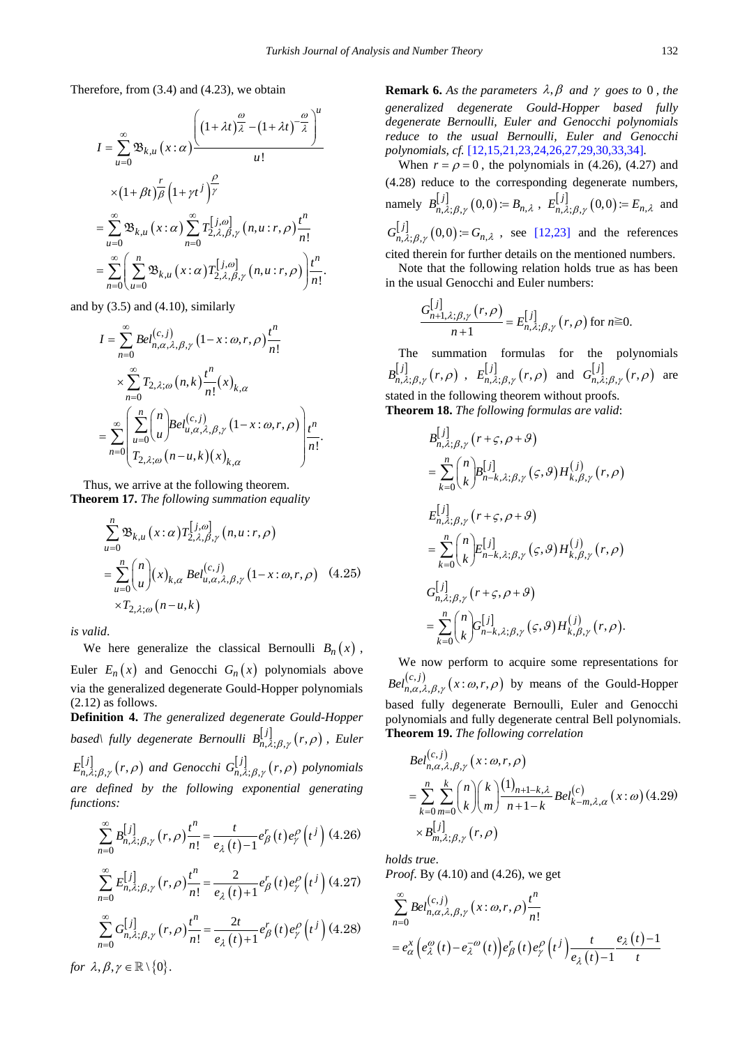Therefore, from (3.4) and (4.23), we obtain

$$
\begin{aligned}
I &= \sum_{u=0}^{\infty} \mathfrak{B}_{k,u}(x:\alpha) \frac{\left((1+\lambda t)^{\frac{\omega}{\lambda}} - (1+\lambda t)^{-\frac{\omega}{\lambda}}\right)^u}{u!} \\
&\quad \times (1+\beta t)^{\frac{r}{\beta}} \left(1+\gamma t^j\right)^{\frac{\rho}{\gamma}} \\
&= \sum_{u=0}^{\infty} \mathfrak{B}_{k,u}(x:\alpha) \sum_{n=0}^{\infty} T_{2,\lambda,\beta,\gamma}^{[j,\omega]}(n,u:r,\rho) \frac{t^n}{n!} \\
&= \sum_{n=0}^{\infty} \left( \sum_{u=0}^{n} \mathfrak{B}_{k,u}(x:\alpha) T_{2,\lambda,\beta,\gamma}^{[j,\omega]}(n,u:r,\rho) \right) \frac{t^n}{n!}.
\end{aligned}
$$

and by (3.5) and (4.10), similarly

$$
\begin{aligned}
I &= \sum_{n=0}^{\infty} Bel_{n,\alpha,\lambda,\beta,\gamma}^{(c,j)}(1-x:\omega,r,\rho) \frac{t^n}{n!} \\
&\quad \times \sum_{n=0}^{\infty} T_{2,\lambda;\omega}(n,k) \frac{t^n}{n!} (x)_{k,\alpha} \\
&= \sum_{n=0}^{\infty} \left( \sum_{u=0}^{n} \binom{n}{u} Bel_{u,\alpha,\lambda,\beta,\gamma}^{(c,j)}(1-x:\omega,r,\rho) \, T_{2,\lambda;\omega}(n-u,k)(x)_{k,\alpha} \right) \frac{t^n}{n!}.
\end{aligned}
$$

Thus, we arrive at the following theorem.

**Theorem 17.** *The following summation equality*

$$
\begin{aligned}
&\sum_{u=0}^{n} \mathfrak{B}_{k,u}(x:\alpha) T_{2,\lambda,\beta,\gamma}^{[j,\omega]}(n,u:r,\rho) \\
&= \sum_{u=0}^{n} \binom{n}{u} (x)_{k,\alpha} \, Bel_{u,\alpha,\lambda,\beta,\gamma}^{(c,j)}(1-x:\omega,r,\rho) \\
&\quad \times T_{2,\lambda;\omega}(n-u,k)
\end{aligned} \tag{4.25}
$$

*is valid*.

We here generalize the classical Bernoulli $B_n(x)$, Euler $E_n(x)$ and Genocchi $G_n(x)$ polynomials above via the generalized degenerate Gould-Hopper polynomials (2.12) as follows.

**Definition 4.** *The generalized degenerate Gould-Hopper based\ fully degenerate Bernoulli $B_{n,\lambda;\beta,\gamma}^{[j]}(r,\rho)$, Euler $E_{n,\lambda;\beta,\gamma}^{[j]}(r,\rho)$ and Genocchi $G_{n,\lambda;\beta,\gamma}^{[j]}(r,\rho)$ polynomials are defined by the following exponential generating functions:*

$$
\sum_{n=0}^{\infty} B_{n,\lambda;\beta,\gamma}^{[j]}(r,\rho) \frac{t^n}{n!} = \frac{t}{e_\lambda(t)-1} e_\beta^r(t) e_\gamma^\rho\left(t^j\right) \tag{4.26}
$$

$$
\sum_{n=0}^{\infty} E_{n,\lambda;\beta,\gamma}^{[j]}(r,\rho) \frac{t^n}{n!} = \frac{2}{e_\lambda(t)+1} e_\beta^r(t) e_\gamma^\rho\left(t^j\right) \tag{4.27}
$$

$$
\sum_{n=0}^{\infty} G_{n,\lambda;\beta,\gamma}^{[j]}(r,\rho) \frac{t^n}{n!} = \frac{2t}{e_\lambda(t)+1} e_\beta^r(t) e_\gamma^\rho\left(t^j\right) \tag{4.28}
$$

*for* $\lambda,\beta,\gamma \in \mathbb{R} \setminus \{0\}$.

**Remark 6.** *As the parameters $\lambda, \beta$ and $\gamma$ goes to $0$, the generalized degenerate Gould-Hopper based fully degenerate Bernoulli, Euler and Genocchi polynomials reduce to the usual Bernoulli, Euler and Genocchi polynomials, cf.* [12,15,21,23,24,26,27,29,30,33,34].

When $r = \rho = 0$, the polynomials in (4.26), (4.27) and (4.28) reduce to the corresponding degenerate numbers, namely $B_{n,\lambda;\beta,\gamma}^{[j]}(0,0) := B_{n,\lambda}$, $E_{n,\lambda;\beta,\gamma}^{[j]}(0,0) := E_{n,\lambda}$ and $G_{n,\lambda;\beta,\gamma}^{[j]}(0,0) := G_{n,\lambda}$, see [12,23] and the references cited therein for further details on the mentioned numbers.

Note that the following relation holds true as has been in the usual Genocchi and Euler numbers:

$$
\frac{G_{n+1,\lambda;\beta,\gamma}^{[j]}(r,\rho)}{n+1} = E_{n,\lambda;\beta,\gamma}^{[j]}(r,\rho) \text{ for } n \geqq 0.
$$

The summation formulas for the polynomials $B_{n,\lambda;\beta,\gamma}^{[j]}(r,\rho)$, $E_{n,\lambda;\beta,\gamma}^{[j]}(r,\rho)$ and $G_{n,\lambda;\beta,\gamma}^{[j]}(r,\rho)$ are stated in the following theorem without proofs.

**Theorem 18.** *The following formulas are valid*:

$$
\begin{aligned}
&B_{n,\lambda;\beta,\gamma}^{[j]}(r+\varsigma,\rho+\vartheta) \\
&= \sum_{k=0}^{n} \binom{n}{k} B_{n-k,\lambda;\beta,\gamma}^{[j]}(\varsigma,\vartheta) H_{k,\beta,\gamma}^{(j)}(r,\rho) \\
&E_{n,\lambda;\beta,\gamma}^{[j]}(r+\varsigma,\rho+\vartheta) \\
&= \sum_{k=0}^{n} \binom{n}{k} E_{n-k,\lambda;\beta,\gamma}^{[j]}(\varsigma,\vartheta) H_{k,\beta,\gamma}^{(j)}(r,\rho) \\
&G_{n,\lambda;\beta,\gamma}^{[j]}(r+\varsigma,\rho+\vartheta) \\
&= \sum_{k=0}^{n} \binom{n}{k} G_{n-k,\lambda;\beta,\gamma}^{[j]}(\varsigma,\vartheta) H_{k,\beta,\gamma}^{(j)}(r,\rho).
\end{aligned}
$$

We now perform to acquire some representations for $Bel_{n,\alpha,\lambda,\beta,\gamma}^{(c,j)}(x:\omega,r,\rho)$ by means of the Gould-Hopper based fully degenerate Bernoulli, Euler and Genocchi polynomials and fully degenerate central Bell polynomials.

**Theorem 19.** *The following correlation*

$$
\begin{aligned}
&Bel_{n,\alpha,\lambda,\beta,\gamma}^{(c,j)}(x:\omega,r,\rho) \\
&= \sum_{k=0}^{n} \sum_{m=0}^{k} \binom{n}{k} \binom{k}{m} \frac{(1)_{n+1-k,\lambda}}{n+1-k} Bel_{k-m,\lambda,\alpha}^{(c)}(x:\omega) \\
&\quad \times B_{m,\lambda;\beta,\gamma}^{[j]}(r,\rho)
\end{aligned} \tag{4.29}
$$

*holds true*.

*Proof*. By (4.10) and (4.26), we get

$$
\begin{aligned}
&\sum_{n=0}^{\infty} Bel_{n,\alpha,\lambda,\beta,\gamma}^{(c,j)}(x:\omega,r,\rho) \frac{t^n}{n!} \\
&= e_\alpha^x\left(e_\lambda^\omega(t) - e_\lambda^{-\omega}(t)\right) e_\beta^r(t) e_\gamma^\rho\left(t^j\right) \frac{t}{e_\lambda(t)-1} \frac{e_\lambda(t)-1}{t}
\end{aligned}
$$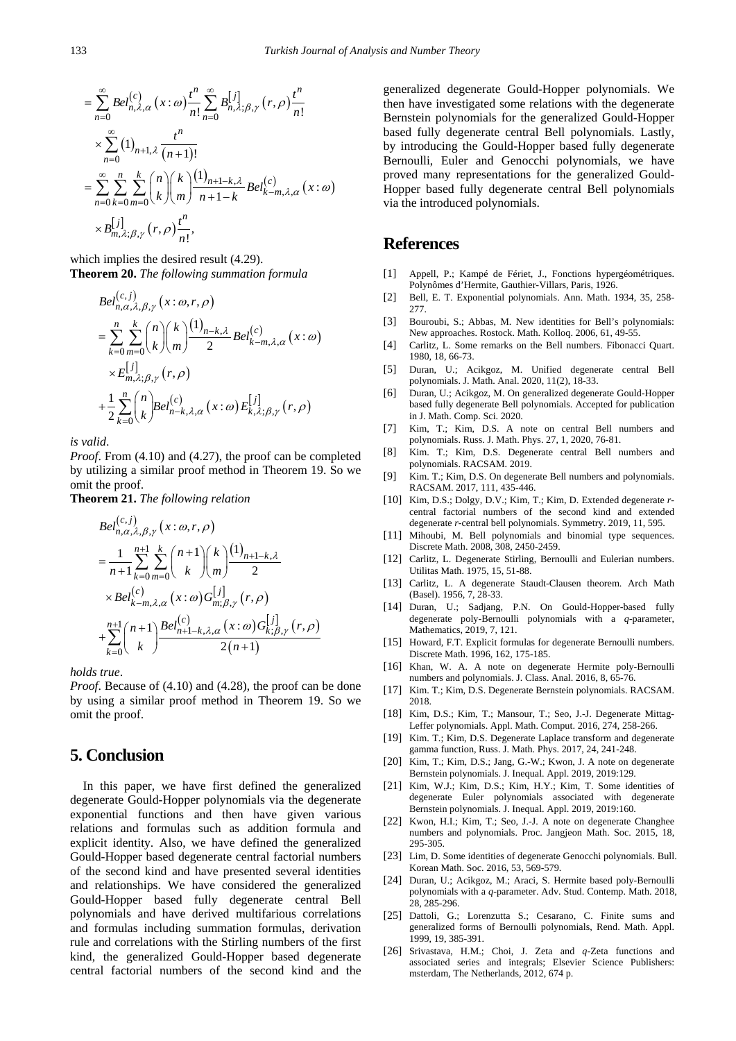$$= \sum_{n=0}^{\infty} Bel_{n,\lambda,\alpha}^{(c)}(x:\omega)\frac{t^n}{n!}\sum_{n=0}^{\infty} B_{n,\lambda;\beta,\gamma}^{[j]}(r,\rho)\frac{t^n}{n!}$$

$$\times \sum_{n=0}^{\infty}(1)_{n+1,\lambda}\frac{t^n}{(n+1)!}$$

$$= \sum_{n=0}^{\infty}\sum_{k=0}^{n}\sum_{m=0}^{k}\binom{n}{k}\binom{k}{m}\frac{(1)_{n+1-k,\lambda}}{n+1-k} Bel_{k-m,\lambda,\alpha}^{(c)}(x:\omega)$$

$$\times B_{m,\lambda;\beta,\gamma}^{[j]}(r,\rho)\frac{t^n}{n!},$$

which implies the desired result (4.29).

**Theorem 20.** *The following summation formula*

$$Bel_{n,\alpha,\lambda,\beta,\gamma}^{(c,j)}(x:\omega,r,\rho)$$

$$= \sum_{k=0}^{n}\sum_{m=0}^{k}\binom{n}{k}\binom{k}{m}\frac{(1)_{n-k,\lambda}}{2} Bel_{k-m,\lambda,\alpha}^{(c)}(x:\omega)$$

$$\times E_{m,\lambda;\beta,\gamma}^{[j]}(r,\rho)$$

$$+\frac{1}{2}\sum_{k=0}^{n}\binom{n}{k} Bel_{n-k,\lambda,\alpha}^{(c)}(x:\omega) E_{k,\lambda;\beta,\gamma}^{[j]}(r,\rho)$$

*is valid*.

*Proof*. From (4.10) and (4.27), the proof can be completed by utilizing a similar proof method in Theorem 19. So we omit the proof.

**Theorem 21.** *The following relation*

$$Bel_{n,\alpha,\lambda,\beta,\gamma}^{(c,j)}(x:\omega,r,\rho)$$

$$= \frac{1}{n+1}\sum_{k=0}^{n+1}\sum_{m=0}^{k}\binom{n+1}{k}\binom{k}{m}\frac{(1)_{n+1-k,\lambda}}{2}$$

$$\times Bel_{k-m,\lambda,\alpha}^{(c)}(x:\omega) G_{m;\beta,\gamma}^{[j]}(r,\rho)$$

$$+\sum_{k=0}^{n+1}\binom{n+1}{k}\frac{Bel_{n+1-k,\lambda,\alpha}^{(c)}(x:\omega) G_{k;\beta,\gamma}^{[j]}(r,\rho)}{2(n+1)}$$

*holds true*.

*Proof*. Because of (4.10) and (4.28), the proof can be done by using a similar proof method in Theorem 19. So we omit the proof.

## 5. Conclusion

In this paper, we have first defined the generalized degenerate Gould-Hopper polynomials via the degenerate exponential functions and then have given various relations and formulas such as addition formula and explicit identity. Also, we have defined the generalized Gould-Hopper based degenerate central factorial numbers of the second kind and have presented several identities and relationships. We have considered the generalized Gould-Hopper based fully degenerate central Bell polynomials and have derived multifarious correlations and formulas including summation formulas, derivation rule and correlations with the Stirling numbers of the first kind, the generalized Gould-Hopper based degenerate central factorial numbers of the second kind and the generalized degenerate Gould-Hopper polynomials. We then have investigated some relations with the degenerate Bernstein polynomials for the generalized Gould-Hopper based fully degenerate central Bell polynomials. Lastly, by introducing the Gould-Hopper based fully degenerate Bernoulli, Euler and Genocchi polynomials, we have proved many representations for the generalized Gould-Hopper based fully degenerate central Bell polynomials via the introduced polynomials.

## References

[1] Appell, P.; Kampé de Fériet, J., Fonctions hypergéométriques. Polynômes d'Hermite, Gauthier-Villars, Paris, 1926.

[2] Bell, E. T. Exponential polynomials. Ann. Math. 1934, 35, 258-277.

[3] Bouroubi, S.; Abbas, M. New identities for Bell's polynomials: New approaches. Rostock. Math. Kolloq. 2006, 61, 49-55.

[4] Carlitz, L. Some remarks on the Bell numbers. Fibonacci Quart. 1980, 18, 66-73.

[5] Duran, U.; Acikgoz, M. Unified degenerate central Bell polynomials. J. Math. Anal. 2020, 11(2), 18-33.

[6] Duran, U.; Acikgoz, M. On generalized degenerate Gould-Hopper based fully degenerate Bell polynomials. Accepted for publication in J. Math. Comp. Sci. 2020.

[7] Kim, T.; Kim, D.S. A note on central Bell numbers and polynomials. Russ. J. Math. Phys. 27, 1, 2020, 76-81.

[8] Kim. T.; Kim, D.S. Degenerate central Bell numbers and polynomials. RACSAM. 2019.

[9] Kim. T.; Kim, D.S. On degenerate Bell numbers and polynomials. RACSAM. 2017, 111, 435-446.

[10] Kim, D.S.; Dolgy, D.V.; Kim, T.; Kim, D. Extended degenerate *r*-central factorial numbers of the second kind and extended degenerate *r*-central bell polynomials. Symmetry. 2019, 11, 595.

[11] Mihoubi, M. Bell polynomials and binomial type sequences. Discrete Math. 2008, 308, 2450-2459.

[12] Carlitz, L. Degenerate Stirling, Bernoulli and Eulerian numbers. Utilitas Math. 1975, 15, 51-88.

[13] Carlitz, L. A degenerate Staudt-Clausen theorem. Arch Math (Basel). 1956, 7, 28-33.

[14] Duran, U.; Sadjang, P.N. On Gould-Hopper-based fully degenerate poly-Bernoulli polynomials with a *q*-parameter, Mathematics, 2019, 7, 121.

[15] Howard, F.T. Explicit formulas for degenerate Bernoulli numbers. Discrete Math. 1996, 162, 175-185.

[16] Khan, W. A. A note on degenerate Hermite poly-Bernoulli numbers and polynomials. J. Class. Anal. 2016, 8, 65-76.

[17] Kim. T.; Kim, D.S. Degenerate Bernstein polynomials. RACSAM. 2018.

[18] Kim, D.S.; Kim, T.; Mansour, T.; Seo, J.-J. Degenerate Mittag-Leffer polynomials. Appl. Math. Comput. 2016, 274, 258-266.

[19] Kim. T.; Kim, D.S. Degenerate Laplace transform and degenerate gamma function, Russ. J. Math. Phys. 2017, 24, 241-248.

[20] Kim, T.; Kim, D.S.; Jang, G.-W.; Kwon, J. A note on degenerate Bernstein polynomials. J. Inequal. Appl. 2019, 2019:129.

[21] Kim, W.J.; Kim, D.S.; Kim, H.Y.; Kim, T. Some identities of degenerate Euler polynomials associated with degenerate Bernstein polynomials. J. Inequal. Appl. 2019, 2019:160.

[22] Kwon, H.I.; Kim, T.; Seo, J.-J. A note on degenerate Changhee numbers and polynomials. Proc. Jangjeon Math. Soc. 2015, 18, 295-305.

[23] Lim, D. Some identities of degenerate Genocchi polynomials. Bull. Korean Math. Soc. 2016, 53, 569-579.

[24] Duran, U.; Acikgoz, M.; Araci, S. Hermite based poly-Bernoulli polynomials with a *q*-parameter. Adv. Stud. Contemp. Math. 2018, 28, 285-296.

[25] Dattoli, G.; Lorenzutta S.; Cesarano, C. Finite sums and generalized forms of Bernoulli polynomials, Rend. Math. Appl. 1999, 19, 385-391.

[26] Srivastava, H.M.; Choi, J. Zeta and *q*-Zeta functions and associated series and integrals; Elsevier Science Publishers: msterdam, The Netherlands, 2012, 674 p.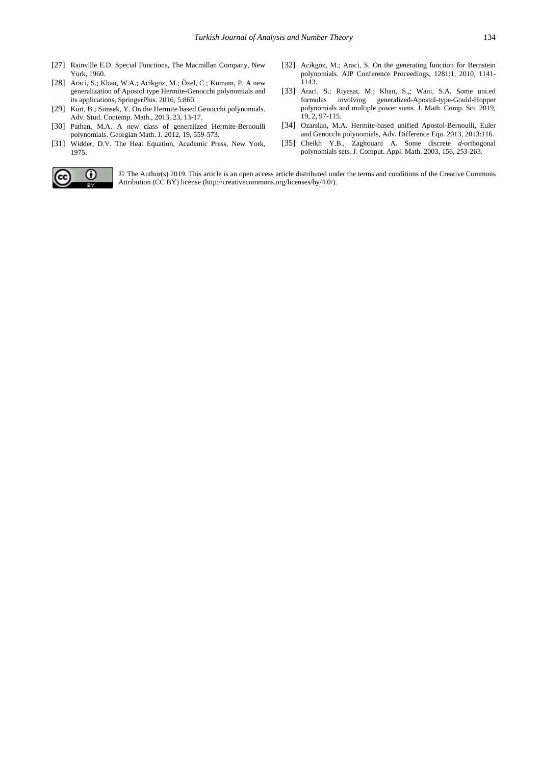[27] Rainville E.D. Special Functions, The Macmillan Company, New York, 1960.

[28] Araci, S.; Khan, W.A.; Acikgoz, M.; Özel, C.; Kumam, P. A new generalization of Apostol type Hermite-Genocchi polynomials and its applications, SpringerPlus. 2016, 5:860.

[29] Kurt, B.; Simsek, Y. On the Hermite based Genocchi polynomials. Adv. Stud. Contemp. Math., 2013, 23, 13-17.

[30] Pathan, M.A. A new class of generalized Hermite-Bernoulli polynomials. Georgian Math. J. 2012, 19, 559-573.

[31] Widder, D.V. The Heat Equation, Academic Press, New York, 1975.

[32] Acikgoz, M.; Araci, S. On the generating function for Bernstein polynomials. AIP Conference Proceedings, 1281:1, 2010, 1141-1143.

[33] Araci, S.; Riyasat, M.; Khan, S.,; Wani, S.A. Some uni.ed formulas involving generalized-Apostol-type-Gould-Hopper polynomials and multiple power sums. J. Math. Comp. Sci. 2019, 19, 2, 97-115.

[34] Ozarslan, M.A. Hermite-based unified Apostol-Bernoulli, Euler and Genocchi polynomials, Adv. Difference Equ. 2013, 2013:116.

[35] Cheikh Y.B., Zaghouani A. Some discrete *d*-orthogonal polynomials sets. J. Comput. Appl. Math. 2003, 156, 253-263.

© The Author(s) 2019. This article is an open access article distributed under the terms and conditions of the Creative Commons Attribution (CC BY) license (http://creativecommons.org/licenses/by/4.0/).